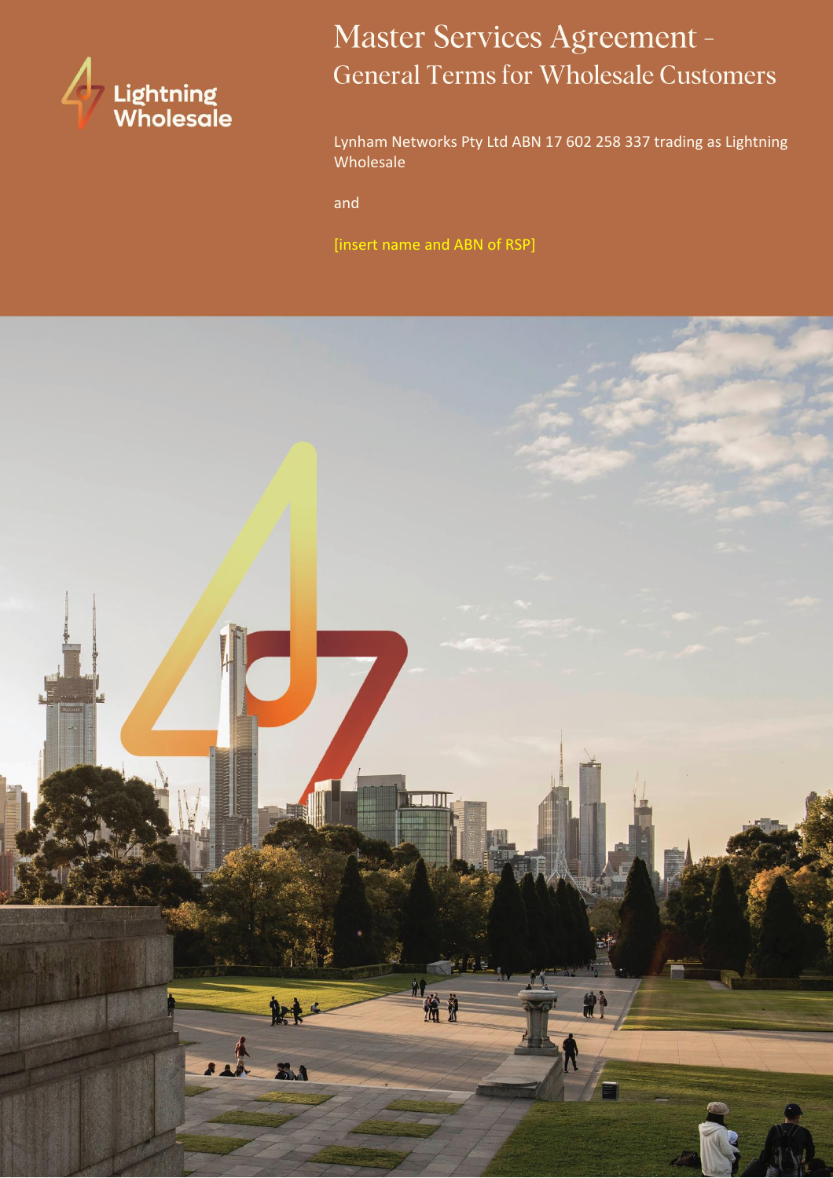Lightning Wholesale

# Master Services Agreement - General Terms for Wholesale Customers

Lynham Networks Pty Ltd ABN 17 602 258 337 trading as Lightning Wholesale

and

[insert name and ABN of RSP]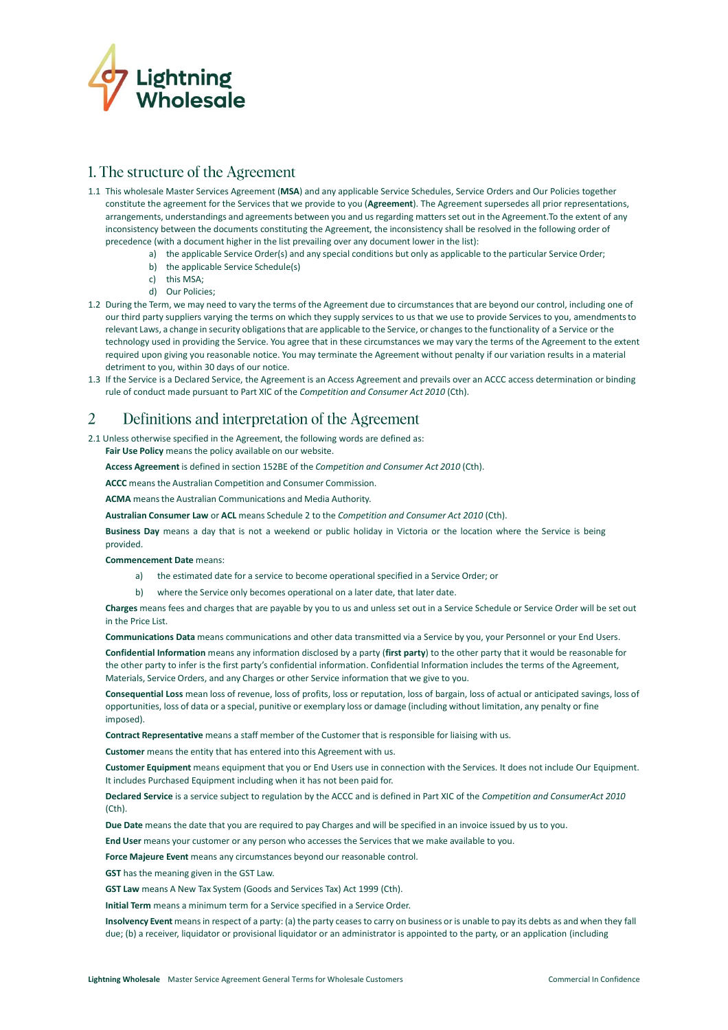# 1. The structure of the Agreement

1.1 This wholesale Master Services Agreement (**MSA**) and any applicable Service Schedules, Service Orders and Our Policies together constitute the agreement for the Services that we provide to you (**Agreement**). The Agreement supersedes all prior representations, arrangements, understandings and agreements between you and us regarding matters set out in the Agreement.To the extent of any inconsistency between the documents constituting the Agreement, the inconsistency shall be resolved in the following order of precedence (with a document higher in the list prevailing over any document lower in the list):

a) the applicable Service Order(s) and any special conditions but only as applicable to the particular Service Order;

b) the applicable Service Schedule(s)

c) this MSA;

d) Our Policies;

1.2 During the Term, we may need to vary the terms of the Agreement due to circumstances that are beyond our control, including one of our third party suppliers varying the terms on which they supply services to us that we use to provide Services to you, amendments to relevant Laws, a change in security obligations that are applicable to the Service, or changes to the functionality of a Service or the technology used in providing the Service. You agree that in these circumstances we may vary the terms of the Agreement to the extent required upon giving you reasonable notice. You may terminate the Agreement without penalty if our variation results in a material detriment to you, within 30 days of our notice.

1.3 If the Service is a Declared Service, the Agreement is an Access Agreement and prevails over an ACCC access determination or binding rule of conduct made pursuant to Part XIC of the *Competition and Consumer Act 2010* (Cth).

# 2 Definitions and interpretation of the Agreement

2.1 Unless otherwise specified in the Agreement, the following words are defined as:

**Fair Use Policy** means the policy available on our website.

**Access Agreement** is defined in section 152BE of the *Competition and Consumer Act 2010* (Cth).

**ACCC** means the Australian Competition and Consumer Commission.

**ACMA** means the Australian Communications and Media Authority.

**Australian Consumer Law** or **ACL** means Schedule 2 to the *Competition and Consumer Act 2010* (Cth).

**Business Day** means a day that is not a weekend or public holiday in Victoria or the location where the Service is being provided.

**Commencement Date** means:

a) the estimated date for a service to become operational specified in a Service Order; or

b) where the Service only becomes operational on a later date, that later date.

**Charges** means fees and charges that are payable by you to us and unless set out in a Service Schedule or Service Order will be set out in the Price List.

**Communications Data** means communications and other data transmitted via a Service by you, your Personnel or your End Users.

**Confidential Information** means any information disclosed by a party (**first party**) to the other party that it would be reasonable for the other party to infer is the first party's confidential information. Confidential Information includes the terms of the Agreement, Materials, Service Orders, and any Charges or other Service information that we give to you.

**Consequential Loss** mean loss of revenue, loss of profits, loss or reputation, loss of bargain, loss of actual or anticipated savings, loss of opportunities, loss of data or a special, punitive or exemplary loss or damage (including without limitation, any penalty or fine imposed).

**Contract Representative** means a staff member of the Customer that is responsible for liaising with us.

**Customer** means the entity that has entered into this Agreement with us.

**Customer Equipment** means equipment that you or End Users use in connection with the Services. It does not include Our Equipment. It includes Purchased Equipment including when it has not been paid for.

**Declared Service** is a service subject to regulation by the ACCC and is defined in Part XIC of the *Competition and ConsumerAct 2010* (Cth).

**Due Date** means the date that you are required to pay Charges and will be specified in an invoice issued by us to you.

**End User** means your customer or any person who accesses the Services that we make available to you.

**Force Majeure Event** means any circumstances beyond our reasonable control.

**GST** has the meaning given in the GST Law.

**GST Law** means A New Tax System (Goods and Services Tax) Act 1999 (Cth).

**Initial Term** means a minimum term for a Service specified in a Service Order.

**Insolvency Event** means in respect of a party: (a) the party ceases to carry on business or is unable to pay its debts as and when they fall due; (b) a receiver, liquidator or provisional liquidator or an administrator is appointed to the party, or an application (including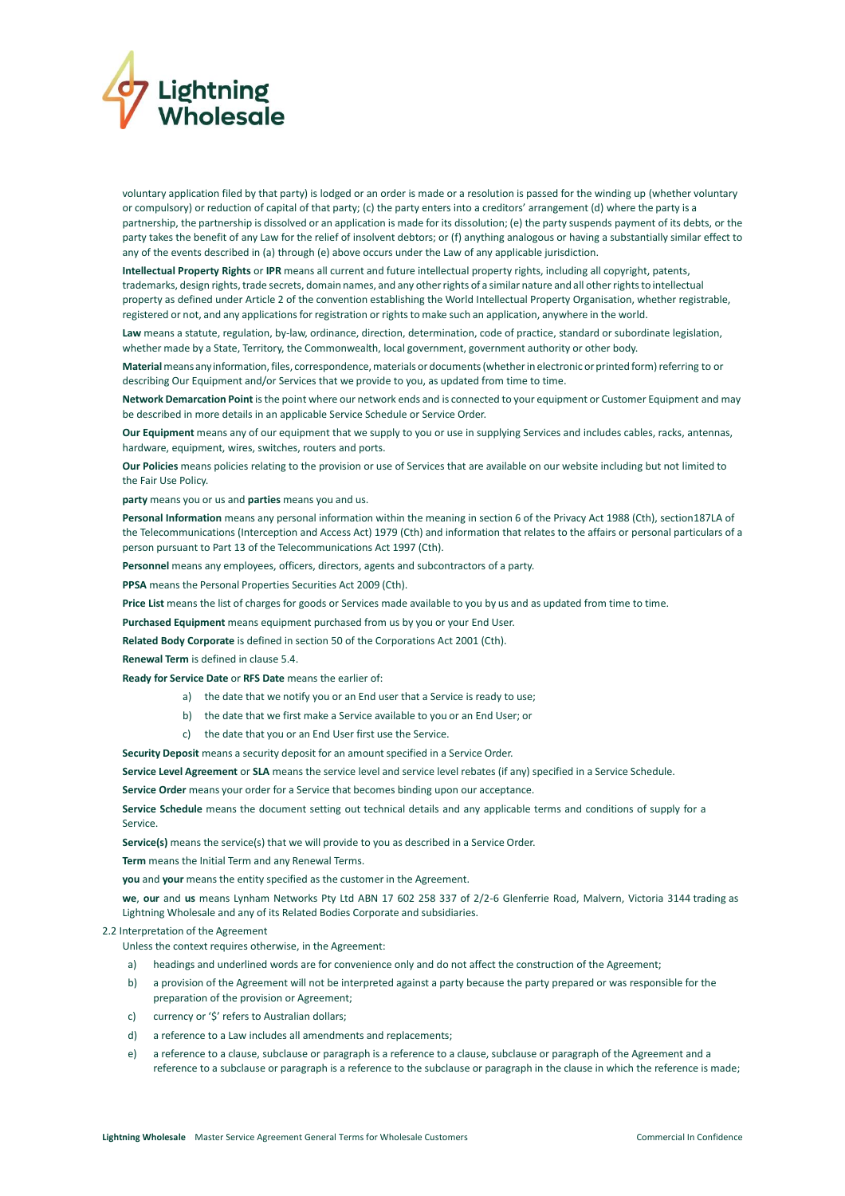voluntary application filed by that party) is lodged or an order is made or a resolution is passed for the winding up (whether voluntary or compulsory) or reduction of capital of that party; (c) the party enters into a creditors' arrangement (d) where the party is a partnership, the partnership is dissolved or an application is made for its dissolution; (e) the party suspends payment of its debts, or the party takes the benefit of any Law for the relief of insolvent debtors; or (f) anything analogous or having a substantially similar effect to any of the events described in (a) through (e) above occurs under the Law of any applicable jurisdiction.

**Intellectual Property Rights** or **IPR** means all current and future intellectual property rights, including all copyright, patents, trademarks, design rights, trade secrets, domain names, and any other rights of a similar nature and all other rights to intellectual property as defined under Article 2 of the convention establishing the World Intellectual Property Organisation, whether registrable, registered or not, and any applications for registration or rights to make such an application, anywhere in the world.

**Law** means a statute, regulation, by-law, ordinance, direction, determination, code of practice, standard or subordinate legislation, whether made by a State, Territory, the Commonwealth, local government, government authority or other body.

**Material** means any information, files, correspondence, materials or documents (whether in electronic or printed form) referring to or describing Our Equipment and/or Services that we provide to you, as updated from time to time.

**Network Demarcation Point** is the point where our network ends and is connected to your equipment or Customer Equipment and may be described in more details in an applicable Service Schedule or Service Order.

**Our Equipment** means any of our equipment that we supply to you or use in supplying Services and includes cables, racks, antennas, hardware, equipment, wires, switches, routers and ports.

**Our Policies** means policies relating to the provision or use of Services that are available on our website including but not limited to the Fair Use Policy.

**party** means you or us and **parties** means you and us.

**Personal Information** means any personal information within the meaning in section 6 of the Privacy Act 1988 (Cth), section187LA of the Telecommunications (Interception and Access Act) 1979 (Cth) and information that relates to the affairs or personal particulars of a person pursuant to Part 13 of the Telecommunications Act 1997 (Cth).

**Personnel** means any employees, officers, directors, agents and subcontractors of a party.

**PPSA** means the Personal Properties Securities Act 2009 (Cth).

**Price List** means the list of charges for goods or Services made available to you by us and as updated from time to time.

**Purchased Equipment** means equipment purchased from us by you or your End User.

**Related Body Corporate** is defined in section 50 of the Corporations Act 2001 (Cth).

**Renewal Term** is defined in clause 5.4.

**Ready for Service Date** or **RFS Date** means the earlier of:

a) the date that we notify you or an End user that a Service is ready to use;

b) the date that we first make a Service available to you or an End User; or

c) the date that you or an End User first use the Service.

**Security Deposit** means a security deposit for an amount specified in a Service Order.

**Service Level Agreement** or **SLA** means the service level and service level rebates (if any) specified in a Service Schedule.

**Service Order** means your order for a Service that becomes binding upon our acceptance.

**Service Schedule** means the document setting out technical details and any applicable terms and conditions of supply for a Service.

**Service(s)** means the service(s) that we will provide to you as described in a Service Order.

**Term** means the Initial Term and any Renewal Terms.

**you** and **your** means the entity specified as the customer in the Agreement.

**we**, **our** and **us** means Lynham Networks Pty Ltd ABN 17 602 258 337 of 2/2-6 Glenferrie Road, Malvern, Victoria 3144 trading as Lightning Wholesale and any of its Related Bodies Corporate and subsidiaries.

2.2 Interpretation of the Agreement

Unless the context requires otherwise, in the Agreement:

a) headings and underlined words are for convenience only and do not affect the construction of the Agreement;

b) a provision of the Agreement will not be interpreted against a party because the party prepared or was responsible for the preparation of the provision or Agreement;

c) currency or '$' refers to Australian dollars;

d) a reference to a Law includes all amendments and replacements;

e) a reference to a clause, subclause or paragraph is a reference to a clause, subclause or paragraph of the Agreement and a reference to a subclause or paragraph is a reference to the subclause or paragraph in the clause in which the reference is made;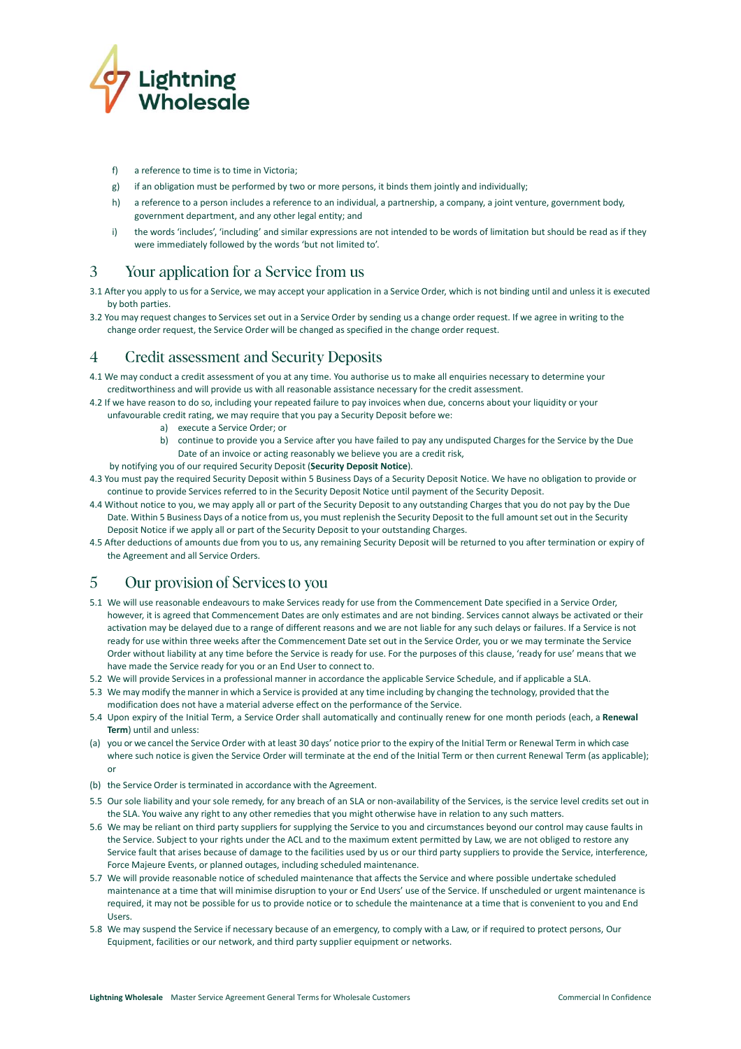f) a reference to time is to time in Victoria;

g) if an obligation must be performed by two or more persons, it binds them jointly and individually;

h) a reference to a person includes a reference to an individual, a partnership, a company, a joint venture, government body, government department, and any other legal entity; and

i) the words 'includes', 'including' and similar expressions are not intended to be words of limitation but should be read as if they were immediately followed by the words 'but not limited to'.

## 3 Your application for a Service from us

3.1 After you apply to us for a Service, we may accept your application in a Service Order, which is not binding until and unless it is executed by both parties.

3.2 You may request changes to Services set out in a Service Order by sending us a change order request. If we agree in writing to the change order request, the Service Order will be changed as specified in the change order request.

## 4 Credit assessment and Security Deposits

4.1 We may conduct a credit assessment of you at any time. You authorise us to make all enquiries necessary to determine your creditworthiness and will provide us with all reasonable assistance necessary for the credit assessment.

4.2 If we have reason to do so, including your repeated failure to pay invoices when due, concerns about your liquidity or your unfavourable credit rating, we may require that you pay a Security Deposit before we:

a) execute a Service Order; or

b) continue to provide you a Service after you have failed to pay any undisputed Charges for the Service by the Due Date of an invoice or acting reasonably we believe you are a credit risk,

by notifying you of our required Security Deposit (**Security Deposit Notice**).

4.3 You must pay the required Security Deposit within 5 Business Days of a Security Deposit Notice. We have no obligation to provide or continue to provide Services referred to in the Security Deposit Notice until payment of the Security Deposit.

4.4 Without notice to you, we may apply all or part of the Security Deposit to any outstanding Charges that you do not pay by the Due Date. Within 5 Business Days of a notice from us, you must replenish the Security Deposit to the full amount set out in the Security Deposit Notice if we apply all or part of the Security Deposit to your outstanding Charges.

4.5 After deductions of amounts due from you to us, any remaining Security Deposit will be returned to you after termination or expiry of the Agreement and all Service Orders.

## 5 Our provision of Services to you

5.1 We will use reasonable endeavours to make Services ready for use from the Commencement Date specified in a Service Order, however, it is agreed that Commencement Dates are only estimates and are not binding. Services cannot always be activated or their activation may be delayed due to a range of different reasons and we are not liable for any such delays or failures. If a Service is not ready for use within three weeks after the Commencement Date set out in the Service Order, you or we may terminate the Service Order without liability at any time before the Service is ready for use. For the purposes of this clause, 'ready for use' means that we have made the Service ready for you or an End User to connect to.

5.2 We will provide Services in a professional manner in accordance the applicable Service Schedule, and if applicable a SLA.

5.3 We may modify the manner in which a Service is provided at any time including by changing the technology, provided that the modification does not have a material adverse effect on the performance of the Service.

5.4 Upon expiry of the Initial Term, a Service Order shall automatically and continually renew for one month periods (each, a **Renewal Term**) until and unless:

(a) you or we cancel the Service Order with at least 30 days' notice prior to the expiry of the Initial Term or Renewal Term in which case where such notice is given the Service Order will terminate at the end of the Initial Term or then current Renewal Term (as applicable); or

(b) the Service Order is terminated in accordance with the Agreement.

5.5 Our sole liability and your sole remedy, for any breach of an SLA or non-availability of the Services, is the service level credits set out in the SLA. You waive any right to any other remedies that you might otherwise have in relation to any such matters.

5.6 We may be reliant on third party suppliers for supplying the Service to you and circumstances beyond our control may cause faults in the Service. Subject to your rights under the ACL and to the maximum extent permitted by Law, we are not obliged to restore any Service fault that arises because of damage to the facilities used by us or our third party suppliers to provide the Service, interference, Force Majeure Events, or planned outages, including scheduled maintenance.

5.7 We will provide reasonable notice of scheduled maintenance that affects the Service and where possible undertake scheduled maintenance at a time that will minimise disruption to your or End Users' use of the Service. If unscheduled or urgent maintenance is required, it may not be possible for us to provide notice or to schedule the maintenance at a time that is convenient to you and End Users.

5.8 We may suspend the Service if necessary because of an emergency, to comply with a Law, or if required to protect persons, Our Equipment, facilities or our network, and third party supplier equipment or networks.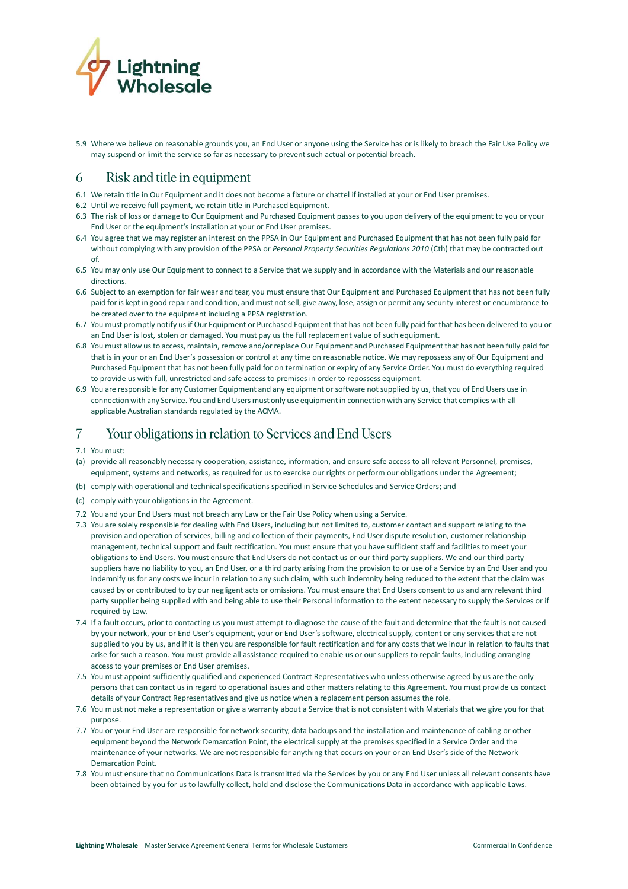5.9 Where we believe on reasonable grounds you, an End User or anyone using the Service has or is likely to breach the Fair Use Policy we may suspend or limit the service so far as necessary to prevent such actual or potential breach.

## 6 Risk and title in equipment

6.1 We retain title in Our Equipment and it does not become a fixture or chattel if installed at your or End User premises.

6.2 Until we receive full payment, we retain title in Purchased Equipment.

6.3 The risk of loss or damage to Our Equipment and Purchased Equipment passes to you upon delivery of the equipment to you or your End User or the equipment's installation at your or End User premises.

6.4 You agree that we may register an interest on the PPSA in Our Equipment and Purchased Equipment that has not been fully paid for without complying with any provision of the PPSA or *Personal Property Securities Regulations 2010* (Cth) that may be contracted out of.

6.5 You may only use Our Equipment to connect to a Service that we supply and in accordance with the Materials and our reasonable directions.

6.6 Subject to an exemption for fair wear and tear, you must ensure that Our Equipment and Purchased Equipment that has not been fully paid for is kept in good repair and condition, and must not sell, give away, lose, assign or permit any security interest or encumbrance to be created over to the equipment including a PPSA registration.

6.7 You must promptly notify us if Our Equipment or Purchased Equipment that has not been fully paid for that has been delivered to you or an End User is lost, stolen or damaged. You must pay us the full replacement value of such equipment.

6.8 You must allow us to access, maintain, remove and/or replace Our Equipment and Purchased Equipment that has not been fully paid for that is in your or an End User's possession or control at any time on reasonable notice. We may repossess any of Our Equipment and Purchased Equipment that has not been fully paid for on termination or expiry of any Service Order. You must do everything required to provide us with full, unrestricted and safe access to premises in order to repossess equipment.

6.9 You are responsible for any Customer Equipment and any equipment or software not supplied by us, that you of End Users use in connection with any Service. You and End Users must only use equipment in connection with any Service that complies with all applicable Australian standards regulated by the ACMA.

## 7 Your obligations in relation to Services and End Users

7.1 You must:

(a) provide all reasonably necessary cooperation, assistance, information, and ensure safe access to all relevant Personnel, premises, equipment, systems and networks, as required for us to exercise our rights or perform our obligations under the Agreement;

(b) comply with operational and technical specifications specified in Service Schedules and Service Orders; and

(c) comply with your obligations in the Agreement.

7.2 You and your End Users must not breach any Law or the Fair Use Policy when using a Service.

7.3 You are solely responsible for dealing with End Users, including but not limited to, customer contact and support relating to the provision and operation of services, billing and collection of their payments, End User dispute resolution, customer relationship management, technical support and fault rectification. You must ensure that you have sufficient staff and facilities to meet your obligations to End Users. You must ensure that End Users do not contact us or our third party suppliers. We and our third party suppliers have no liability to you, an End User, or a third party arising from the provision to or use of a Service by an End User and you indemnify us for any costs we incur in relation to any such claim, with such indemnity being reduced to the extent that the claim was caused by or contributed to by our negligent acts or omissions. You must ensure that End Users consent to us and any relevant third party supplier being supplied with and being able to use their Personal Information to the extent necessary to supply the Services or if required by Law.

7.4 If a fault occurs, prior to contacting us you must attempt to diagnose the cause of the fault and determine that the fault is not caused by your network, your or End User's equipment, your or End User's software, electrical supply, content or any services that are not supplied to you by us, and if it is then you are responsible for fault rectification and for any costs that we incur in relation to faults that arise for such a reason. You must provide all assistance required to enable us or our suppliers to repair faults, including arranging access to your premises or End User premises.

7.5 You must appoint sufficiently qualified and experienced Contract Representatives who unless otherwise agreed by us are the only persons that can contact us in regard to operational issues and other matters relating to this Agreement. You must provide us contact details of your Contract Representatives and give us notice when a replacement person assumes the role.

7.6 You must not make a representation or give a warranty about a Service that is not consistent with Materials that we give you for that purpose.

7.7 You or your End User are responsible for network security, data backups and the installation and maintenance of cabling or other equipment beyond the Network Demarcation Point, the electrical supply at the premises specified in a Service Order and the maintenance of your networks. We are not responsible for anything that occurs on your or an End User's side of the Network Demarcation Point.

7.8 You must ensure that no Communications Data is transmitted via the Services by you or any End User unless all relevant consents have been obtained by you for us to lawfully collect, hold and disclose the Communications Data in accordance with applicable Laws.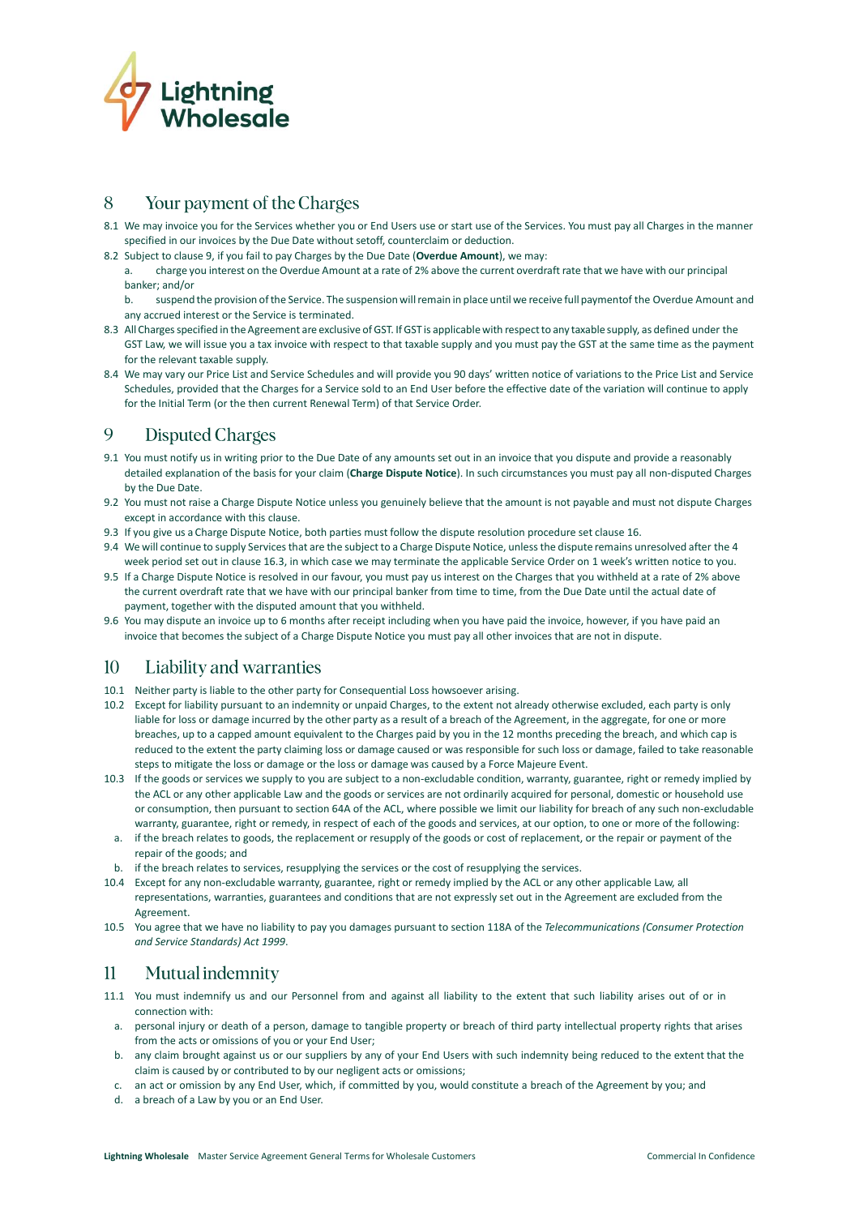## 8 Your payment of the Charges

8.1 We may invoice you for the Services whether you or End Users use or start use of the Services. You must pay all Charges in the manner specified in our invoices by the Due Date without setoff, counterclaim or deduction.

8.2 Subject to clause 9, if you fail to pay Charges by the Due Date (**Overdue Amount**), we may:

a. charge you interest on the Overdue Amount at a rate of 2% above the current overdraft rate that we have with our principal banker; and/or

b. suspend the provision of the Service. The suspension will remain in place until we receive full paymentof the Overdue Amount and any accrued interest or the Service is terminated.

8.3 All Charges specified in the Agreement are exclusive of GST. If GST is applicable with respect to any taxable supply, as defined under the GST Law, we will issue you a tax invoice with respect to that taxable supply and you must pay the GST at the same time as the payment for the relevant taxable supply.

8.4 We may vary our Price List and Service Schedules and will provide you 90 days' written notice of variations to the Price List and Service Schedules, provided that the Charges for a Service sold to an End User before the effective date of the variation will continue to apply for the Initial Term (or the then current Renewal Term) of that Service Order.

## 9 Disputed Charges

9.1 You must notify us in writing prior to the Due Date of any amounts set out in an invoice that you dispute and provide a reasonably detailed explanation of the basis for your claim (**Charge Dispute Notice**). In such circumstances you must pay all non-disputed Charges by the Due Date.

9.2 You must not raise a Charge Dispute Notice unless you genuinely believe that the amount is not payable and must not dispute Charges except in accordance with this clause.

9.3 If you give us a Charge Dispute Notice, both parties must follow the dispute resolution procedure set clause 16.

9.4 We will continue to supply Services that are the subject to a Charge Dispute Notice, unless the dispute remains unresolved after the 4 week period set out in clause 16.3, in which case we may terminate the applicable Service Order on 1 week's written notice to you.

9.5 If a Charge Dispute Notice is resolved in our favour, you must pay us interest on the Charges that you withheld at a rate of 2% above the current overdraft rate that we have with our principal banker from time to time, from the Due Date until the actual date of payment, together with the disputed amount that you withheld.

9.6 You may dispute an invoice up to 6 months after receipt including when you have paid the invoice, however, if you have paid an invoice that becomes the subject of a Charge Dispute Notice you must pay all other invoices that are not in dispute.

## 10 Liability and warranties

10.1 Neither party is liable to the other party for Consequential Loss howsoever arising.

10.2 Except for liability pursuant to an indemnity or unpaid Charges, to the extent not already otherwise excluded, each party is only liable for loss or damage incurred by the other party as a result of a breach of the Agreement, in the aggregate, for one or more breaches, up to a capped amount equivalent to the Charges paid by you in the 12 months preceding the breach, and which cap is reduced to the extent the party claiming loss or damage caused or was responsible for such loss or damage, failed to take reasonable steps to mitigate the loss or damage or the loss or damage was caused by a Force Majeure Event.

10.3 If the goods or services we supply to you are subject to a non-excludable condition, warranty, guarantee, right or remedy implied by the ACL or any other applicable Law and the goods or services are not ordinarily acquired for personal, domestic or household use or consumption, then pursuant to section 64A of the ACL, where possible we limit our liability for breach of any such non-excludable warranty, guarantee, right or remedy, in respect of each of the goods and services, at our option, to one or more of the following:

a. if the breach relates to goods, the replacement or resupply of the goods or cost of replacement, or the repair or payment of the repair of the goods; and

b. if the breach relates to services, resupplying the services or the cost of resupplying the services.

10.4 Except for any non-excludable warranty, guarantee, right or remedy implied by the ACL or any other applicable Law, all representations, warranties, guarantees and conditions that are not expressly set out in the Agreement are excluded from the Agreement.

10.5 You agree that we have no liability to pay you damages pursuant to section 118A of the *Telecommunications (Consumer Protection and Service Standards) Act 1999*.

## 11 Mutual indemnity

11.1 You must indemnify us and our Personnel from and against all liability to the extent that such liability arises out of or in connection with:

a. personal injury or death of a person, damage to tangible property or breach of third party intellectual property rights that arises from the acts or omissions of you or your End User;

b. any claim brought against us or our suppliers by any of your End Users with such indemnity being reduced to the extent that the claim is caused by or contributed to by our negligent acts or omissions;

c. an act or omission by any End User, which, if committed by you, would constitute a breach of the Agreement by you; and

d. a breach of a Law by you or an End User.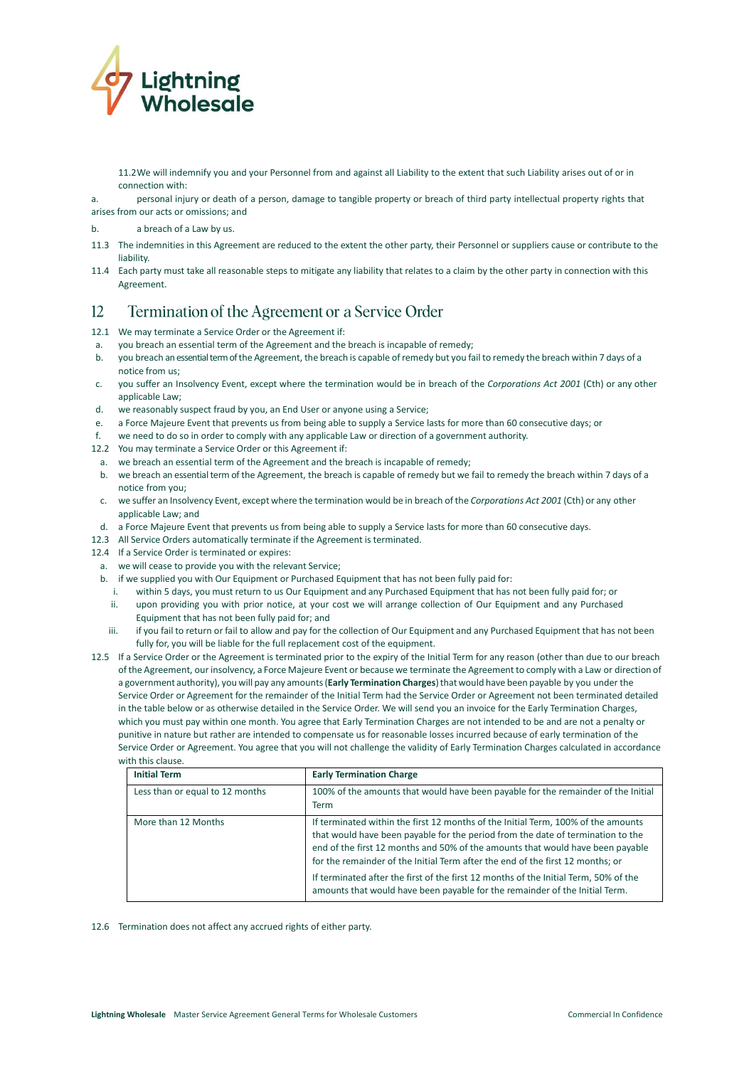11.2 We will indemnify you and your Personnel from and against all Liability to the extent that such Liability arises out of or in connection with:

a. personal injury or death of a person, damage to tangible property or breach of third party intellectual property rights that arises from our acts or omissions; and

b. a breach of a Law by us.

11.3 The indemnities in this Agreement are reduced to the extent the other party, their Personnel or suppliers cause or contribute to the liability.

11.4 Each party must take all reasonable steps to mitigate any liability that relates to a claim by the other party in connection with this Agreement.

## 12 Termination of the Agreement or a Service Order

12.1 We may terminate a Service Order or the Agreement if:

a. you breach an essential term of the Agreement and the breach is incapable of remedy;

b. you breach an essential term of the Agreement, the breach is capable of remedy but you fail to remedy the breach within 7 days of a notice from us;

c. you suffer an Insolvency Event, except where the termination would be in breach of the *Corporations Act 2001* (Cth) or any other applicable Law;

d. we reasonably suspect fraud by you, an End User or anyone using a Service;

e. a Force Majeure Event that prevents us from being able to supply a Service lasts for more than 60 consecutive days; or

f. we need to do so in order to comply with any applicable Law or direction of a government authority.

12.2 You may terminate a Service Order or this Agreement if:

a. we breach an essential term of the Agreement and the breach is incapable of remedy;

b. we breach an essential term of the Agreement, the breach is capable of remedy but we fail to remedy the breach within 7 days of a notice from you;

c. we suffer an Insolvency Event, except where the termination would be in breach of the *Corporations Act 2001* (Cth) or any other applicable Law; and

d. a Force Majeure Event that prevents us from being able to supply a Service lasts for more than 60 consecutive days.

12.3 All Service Orders automatically terminate if the Agreement is terminated.

12.4 If a Service Order is terminated or expires:

a. we will cease to provide you with the relevant Service;

b. if we supplied you with Our Equipment or Purchased Equipment that has not been fully paid for:

i. within 5 days, you must return to us Our Equipment and any Purchased Equipment that has not been fully paid for; or

ii. upon providing you with prior notice, at your cost we will arrange collection of Our Equipment and any Purchased Equipment that has not been fully paid for; and

iii. if you fail to return or fail to allow and pay for the collection of Our Equipment and any Purchased Equipment that has not been fully for, you will be liable for the full replacement cost of the equipment.

12.5 If a Service Order or the Agreement is terminated prior to the expiry of the Initial Term for any reason (other than due to our breach of the Agreement, our insolvency, a Force Majeure Event or because we terminate the Agreement to comply with a Law or direction of a government authority), you will pay any amounts (**Early Termination Charges**) that would have been payable by you under the Service Order or Agreement for the remainder of the Initial Term had the Service Order or Agreement not been terminated detailed in the table below or as otherwise detailed in the Service Order. We will send you an invoice for the Early Termination Charges, which you must pay within one month. You agree that Early Termination Charges are not intended to be and are not a penalty or punitive in nature but rather are intended to compensate us for reasonable losses incurred because of early termination of the Service Order or Agreement. You agree that you will not challenge the validity of Early Termination Charges calculated in accordance with this clause.

| Initial Term | Early Termination Charge |
|---|---|
| Less than or equal to 12 months | 100% of the amounts that would have been payable for the remainder of the Initial Term |
| More than 12 Months | If terminated within the first 12 months of the Initial Term, 100% of the amounts that would have been payable for the period from the date of termination to the end of the first 12 months and 50% of the amounts that would have been payable for the remainder of the Initial Term after the end of the first 12 months; or<br><br>If terminated after the first of the first 12 months of the Initial Term, 50% of the amounts that would have been payable for the remainder of the Initial Term. |

12.6 Termination does not affect any accrued rights of either party.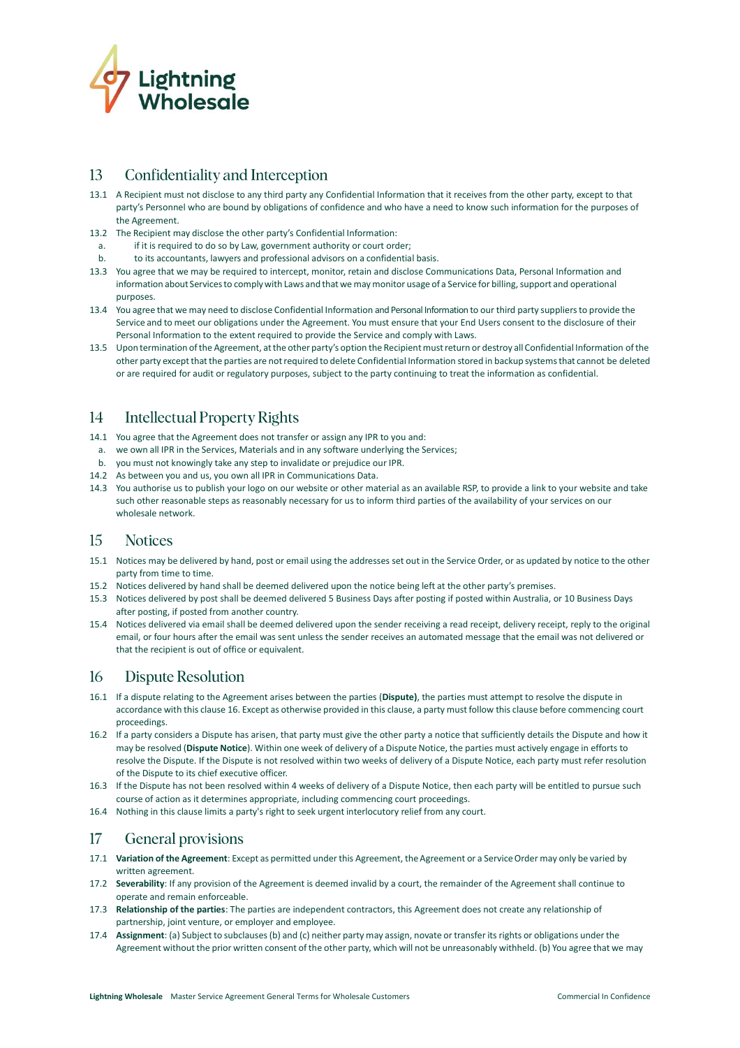## 13 Confidentiality and Interception

13.1 A Recipient must not disclose to any third party any Confidential Information that it receives from the other party, except to that party's Personnel who are bound by obligations of confidence and who have a need to know such information for the purposes of the Agreement.

13.2 The Recipient may disclose the other party's Confidential Information:

a. if it is required to do so by Law, government authority or court order;

b. to its accountants, lawyers and professional advisors on a confidential basis.

13.3 You agree that we may be required to intercept, monitor, retain and disclose Communications Data, Personal Information and information about Services to comply with Laws and that we may monitor usage of a Service for billing, support and operational purposes.

13.4 You agree that we may need to disclose Confidential Information and Personal Information to our third party suppliers to provide the Service and to meet our obligations under the Agreement. You must ensure that your End Users consent to the disclosure of their Personal Information to the extent required to provide the Service and comply with Laws.

13.5 Upon termination of the Agreement, at the other party's option the Recipient must return or destroy all Confidential Information of the other party except that the parties are not required to delete Confidential Information stored in backup systems that cannot be deleted or are required for audit or regulatory purposes, subject to the party continuing to treat the information as confidential.

## 14 Intellectual Property Rights

14.1 You agree that the Agreement does not transfer or assign any IPR to you and:

a. we own all IPR in the Services, Materials and in any software underlying the Services;

b. you must not knowingly take any step to invalidate or prejudice our IPR.

14.2 As between you and us, you own all IPR in Communications Data.

14.3 You authorise us to publish your logo on our website or other material as an available RSP, to provide a link to your website and take such other reasonable steps as reasonably necessary for us to inform third parties of the availability of your services on our wholesale network.

## 15 Notices

15.1 Notices may be delivered by hand, post or email using the addresses set out in the Service Order, or as updated by notice to the other party from time to time.

15.2 Notices delivered by hand shall be deemed delivered upon the notice being left at the other party's premises.

15.3 Notices delivered by post shall be deemed delivered 5 Business Days after posting if posted within Australia, or 10 Business Days after posting, if posted from another country.

15.4 Notices delivered via email shall be deemed delivered upon the sender receiving a read receipt, delivery receipt, reply to the original email, or four hours after the email was sent unless the sender receives an automated message that the email was not delivered or that the recipient is out of office or equivalent.

## 16 Dispute Resolution

16.1 If a dispute relating to the Agreement arises between the parties (**Dispute)**, the parties must attempt to resolve the dispute in accordance with this clause 16. Except as otherwise provided in this clause, a party must follow this clause before commencing court proceedings.

16.2 If a party considers a Dispute has arisen, that party must give the other party a notice that sufficiently details the Dispute and how it may be resolved (**Dispute Notice**). Within one week of delivery of a Dispute Notice, the parties must actively engage in efforts to resolve the Dispute. If the Dispute is not resolved within two weeks of delivery of a Dispute Notice, each party must refer resolution of the Dispute to its chief executive officer.

16.3 If the Dispute has not been resolved within 4 weeks of delivery of a Dispute Notice, then each party will be entitled to pursue such course of action as it determines appropriate, including commencing court proceedings.

16.4 Nothing in this clause limits a party's right to seek urgent interlocutory relief from any court.

## 17 General provisions

17.1 **Variation of the Agreement**: Except as permitted under this Agreement, the Agreement or a Service Order may only be varied by written agreement.

17.2 **Severability**: If any provision of the Agreement is deemed invalid by a court, the remainder of the Agreement shall continue to operate and remain enforceable.

17.3 **Relationship of the parties**: The parties are independent contractors, this Agreement does not create any relationship of partnership, joint venture, or employer and employee.

17.4 **Assignment**: (a) Subject to subclauses (b) and (c) neither party may assign, novate or transfer its rights or obligations under the Agreement without the prior written consent of the other party, which will not be unreasonably withheld. (b) You agree that we may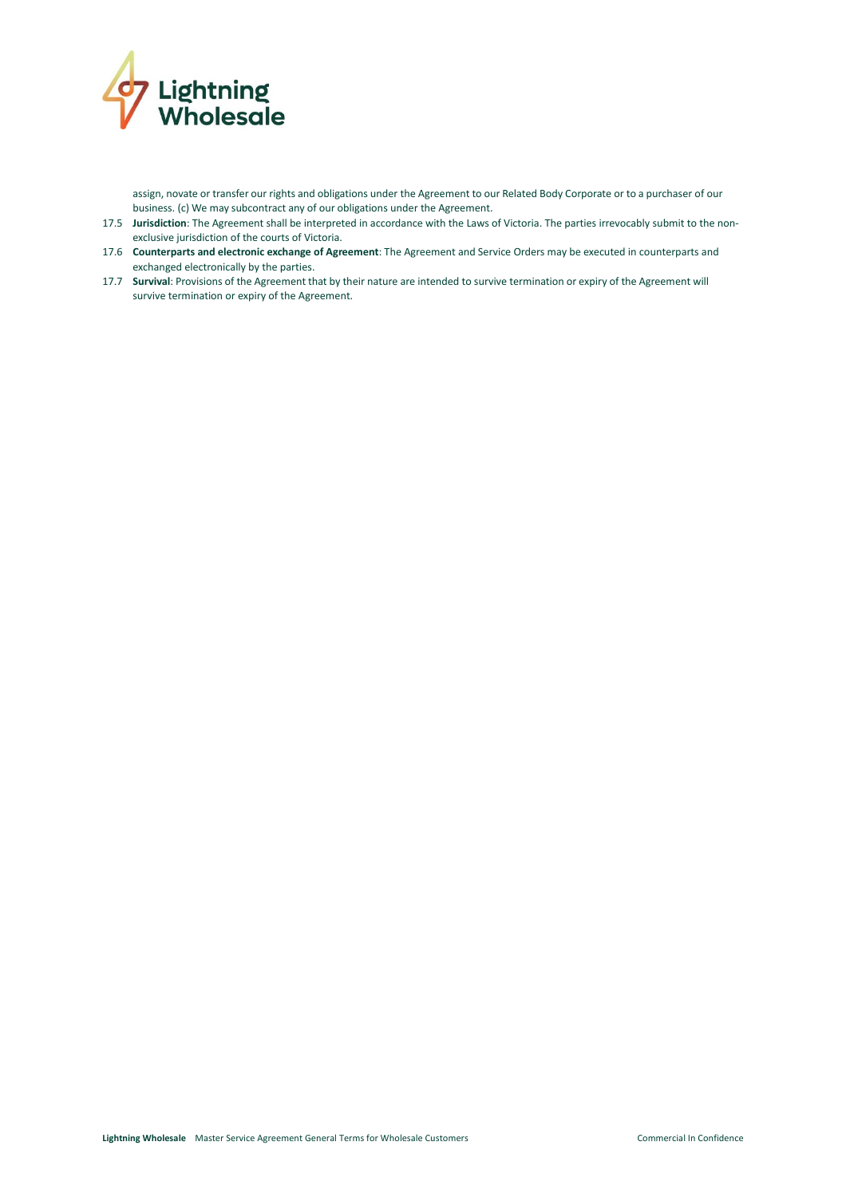assign, novate or transfer our rights and obligations under the Agreement to our Related Body Corporate or to a purchaser of our business. (c) We may subcontract any of our obligations under the Agreement.

17.5 **Jurisdiction**: The Agreement shall be interpreted in accordance with the Laws of Victoria. The parties irrevocably submit to the non-exclusive jurisdiction of the courts of Victoria.

17.6 **Counterparts and electronic exchange of Agreement**: The Agreement and Service Orders may be executed in counterparts and exchanged electronically by the parties.

17.7 **Survival**: Provisions of the Agreement that by their nature are intended to survive termination or expiry of the Agreement will survive termination or expiry of the Agreement.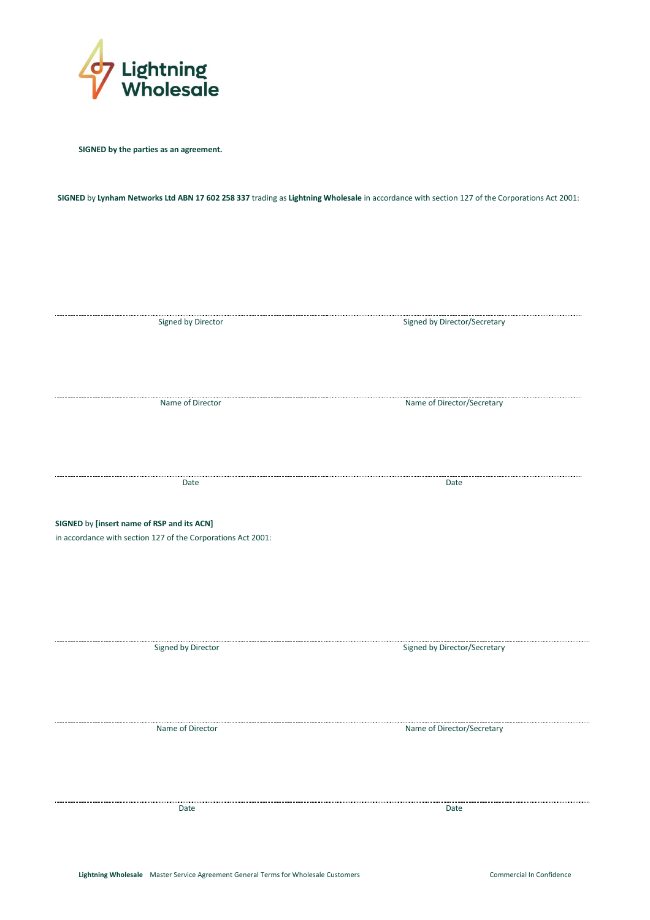**SIGNED by the parties as an agreement.**

**SIGNED** by **Lynham Networks Ltd ABN 17 602 258 337** trading as **Lightning Wholesale** in accordance with section 127 of the Corporations Act 2001:

| | |
|---|---|
| Signed by Director | Signed by Director/Secretary |
| Name of Director | Name of Director/Secretary |
| Date | Date |

**SIGNED** by **[insert name of RSP and its ACN]**
in accordance with section 127 of the Corporations Act 2001:

| | |
|---|---|
| Signed by Director | Signed by Director/Secretary |
| Name of Director | Name of Director/Secretary |
| Date | Date |